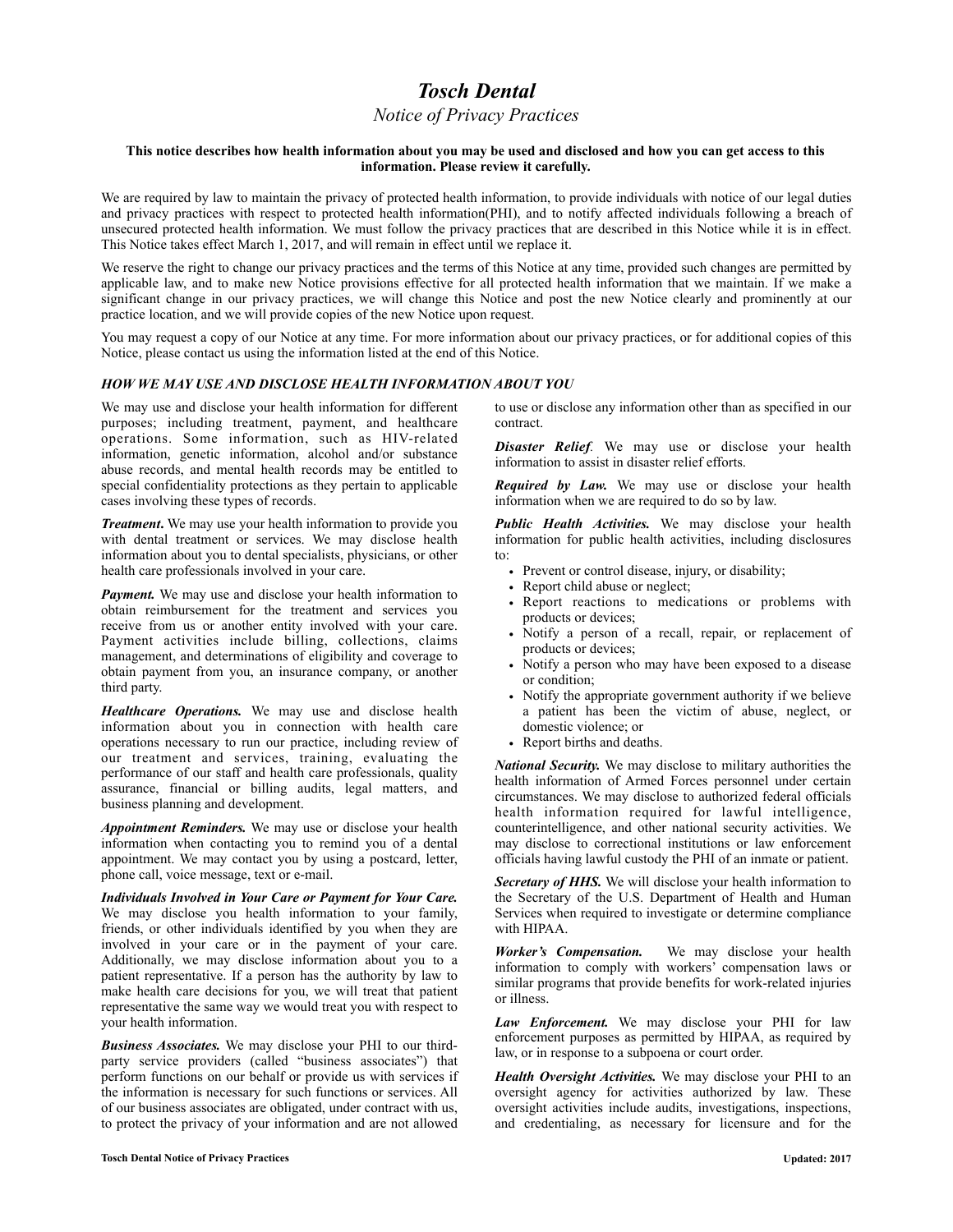# *Tosch Dental*

*Notice of Privacy Practices*

**This notice describes how health information about you may be used and disclosed and how you can get access to this information. Please review it carefully.**

We are required by law to maintain the privacy of protected health information, to provide individuals with notice of our legal duties and privacy practices with respect to protected health information(PHI), and to notify affected individuals following a breach of unsecured protected health information. We must follow the privacy practices that are described in this Notice while it is in effect. This Notice takes effect March 1, 2017, and will remain in effect until we replace it.

We reserve the right to change our privacy practices and the terms of this Notice at any time, provided such changes are permitted by applicable law, and to make new Notice provisions effective for all protected health information that we maintain. If we make a significant change in our privacy practices, we will change this Notice and post the new Notice clearly and prominently at our practice location, and we will provide copies of the new Notice upon request.

You may request a copy of our Notice at any time. For more information about our privacy practices, or for additional copies of this Notice, please contact us using the information listed at the end of this Notice.

## *HOW WE MAY USE AND DISCLOSE HEALTH INFORMATION ABOUT YOU*

We may use and disclose your health information for different purposes; including treatment, payment, and healthcare operations. Some information, such as HIV-related information, genetic information, alcohol and/or substance abuse records, and mental health records may be entitled to special confidentiality protections as they pertain to applicable cases involving these types of records.

***Treatment***. We may use your health information to provide you with dental treatment or services. We may disclose health information about you to dental specialists, physicians, or other health care professionals involved in your care.

***Payment.*** We may use and disclose your health information to obtain reimbursement for the treatment and services you receive from us or another entity involved with your care. Payment activities include billing, collections, claims management, and determinations of eligibility and coverage to obtain payment from you, an insurance company, or another third party.

***Healthcare Operations.*** We may use and disclose health information about you in connection with health care operations necessary to run our practice, including review of our treatment and services, training, evaluating the performance of our staff and health care professionals, quality assurance, financial or billing audits, legal matters, and business planning and development.

***Appointment Reminders.*** We may use or disclose your health information when contacting you to remind you of a dental appointment. We may contact you by using a postcard, letter, phone call, voice message, text or e-mail.

***Individuals Involved in Your Care or Payment for Your Care.*** We may disclose you health information to your family, friends, or other individuals identified by you when they are involved in your care or in the payment of your care. Additionally, we may disclose information about you to a patient representative. If a person has the authority by law to make health care decisions for you, we will treat that patient representative the same way we would treat you with respect to your health information.

***Business Associates.*** We may disclose your PHI to our third-party service providers (called "business associates") that perform functions on our behalf or provide us with services if the information is necessary for such functions or services. All of our business associates are obligated, under contract with us, to protect the privacy of your information and are not allowed to use or disclose any information other than as specified in our contract.

***Disaster Relief***. We may use or disclose your health information to assist in disaster relief efforts.

***Required by Law.*** We may use or disclose your health information when we are required to do so by law.

***Public Health Activities.*** We may disclose your health information for public health activities, including disclosures to:

- Prevent or control disease, injury, or disability;
- Report child abuse or neglect;
- Report reactions to medications or problems with products or devices;
- Notify a person of a recall, repair, or replacement of products or devices;
- Notify a person who may have been exposed to a disease or condition;
- Notify the appropriate government authority if we believe a patient has been the victim of abuse, neglect, or domestic violence; or
- Report births and deaths.

***National Security.*** We may disclose to military authorities the health information of Armed Forces personnel under certain circumstances. We may disclose to authorized federal officials health information required for lawful intelligence, counterintelligence, and other national security activities. We may disclose to correctional institutions or law enforcement officials having lawful custody the PHI of an inmate or patient.

***Secretary of HHS.*** We will disclose your health information to the Secretary of the U.S. Department of Health and Human Services when required to investigate or determine compliance with HIPAA.

***Worker's Compensation.*** We may disclose your health information to comply with workers' compensation laws or similar programs that provide benefits for work-related injuries or illness.

***Law Enforcement.*** We may disclose your PHI for law enforcement purposes as permitted by HIPAA, as required by law, or in response to a subpoena or court order.

***Health Oversight Activities.*** We may disclose your PHI to an oversight agency for activities authorized by law. These oversight activities include audits, investigations, inspections, and credentialing, as necessary for licensure and for the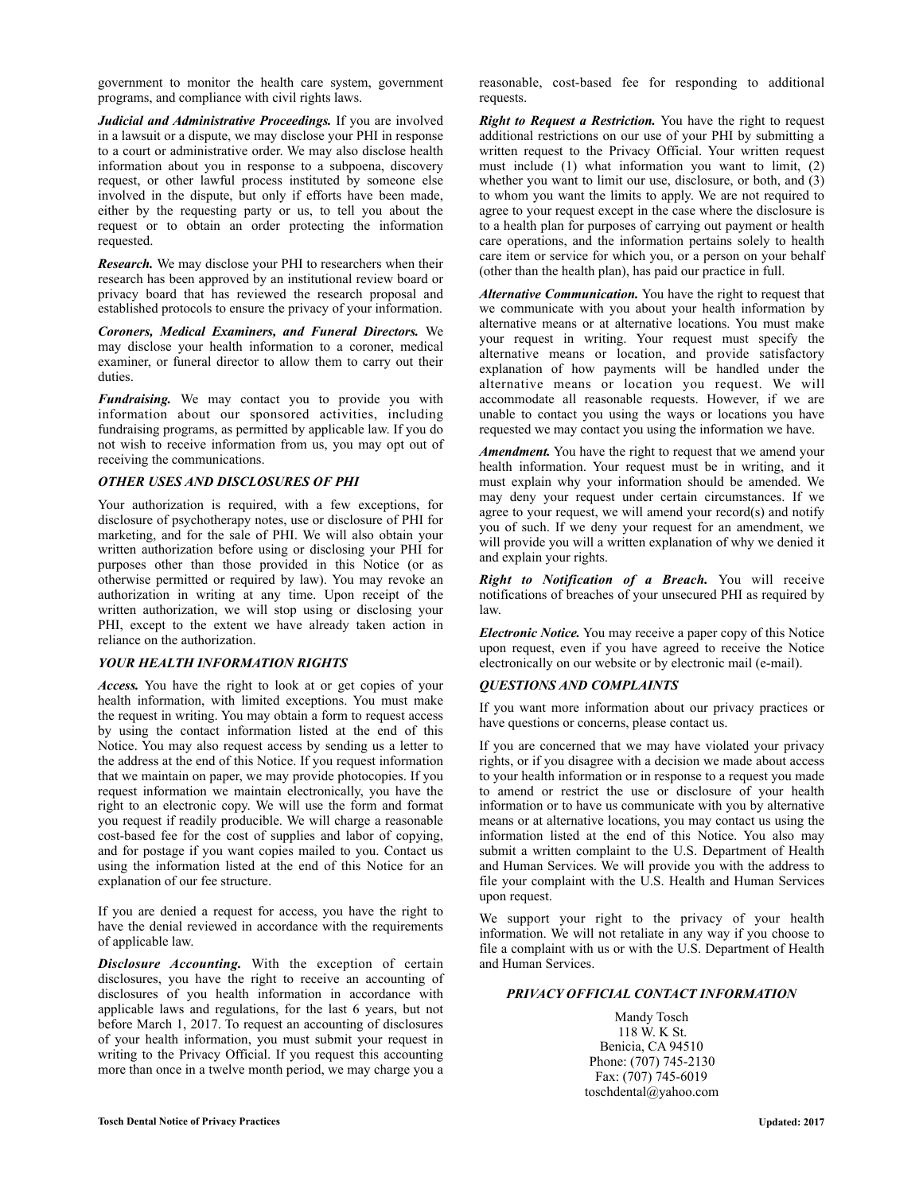government to monitor the health care system, government programs, and compliance with civil rights laws.

***Judicial and Administrative Proceedings.*** If you are involved in a lawsuit or a dispute, we may disclose your PHI in response to a court or administrative order. We may also disclose health information about you in response to a subpoena, discovery request, or other lawful process instituted by someone else involved in the dispute, but only if efforts have been made, either by the requesting party or us, to tell you about the request or to obtain an order protecting the information requested.

***Research.*** We may disclose your PHI to researchers when their research has been approved by an institutional review board or privacy board that has reviewed the research proposal and established protocols to ensure the privacy of your information.

***Coroners, Medical Examiners, and Funeral Directors.*** We may disclose your health information to a coroner, medical examiner, or funeral director to allow them to carry out their duties.

***Fundraising.*** We may contact you to provide you with information about our sponsored activities, including fundraising programs, as permitted by applicable law. If you do not wish to receive information from us, you may opt out of receiving the communications.

### *OTHER USES AND DISCLOSURES OF PHI*

Your authorization is required, with a few exceptions, for disclosure of psychotherapy notes, use or disclosure of PHI for marketing, and for the sale of PHI. We will also obtain your written authorization before using or disclosing your PHI for purposes other than those provided in this Notice (or as otherwise permitted or required by law). You may revoke an authorization in writing at any time. Upon receipt of the written authorization, we will stop using or disclosing your PHI, except to the extent we have already taken action in reliance on the authorization.

### *YOUR HEALTH INFORMATION RIGHTS*

***Access.*** You have the right to look at or get copies of your health information, with limited exceptions. You must make the request in writing. You may obtain a form to request access by using the contact information listed at the end of this Notice. You may also request access by sending us a letter to the address at the end of this Notice. If you request information that we maintain on paper, we may provide photocopies. If you request information we maintain electronically, you have the right to an electronic copy. We will use the form and format you request if readily producible. We will charge a reasonable cost-based fee for the cost of supplies and labor of copying, and for postage if you want copies mailed to you. Contact us using the information listed at the end of this Notice for an explanation of our fee structure.

If you are denied a request for access, you have the right to have the denial reviewed in accordance with the requirements of applicable law.

***Disclosure Accounting.*** With the exception of certain disclosures, you have the right to receive an accounting of disclosures of you health information in accordance with applicable laws and regulations, for the last 6 years, but not before March 1, 2017. To request an accounting of disclosures of your health information, you must submit your request in writing to the Privacy Official. If you request this accounting more than once in a twelve month period, we may charge you a reasonable, cost-based fee for responding to additional requests.

***Right to Request a Restriction.*** You have the right to request additional restrictions on our use of your PHI by submitting a written request to the Privacy Official. Your written request must include (1) what information you want to limit, (2) whether you want to limit our use, disclosure, or both, and (3) to whom you want the limits to apply. We are not required to agree to your request except in the case where the disclosure is to a health plan for purposes of carrying out payment or health care operations, and the information pertains solely to health care item or service for which you, or a person on your behalf (other than the health plan), has paid our practice in full.

***Alternative Communication.*** You have the right to request that we communicate with you about your health information by alternative means or at alternative locations. You must make your request in writing. Your request must specify the alternative means or location, and provide satisfactory explanation of how payments will be handled under the alternative means or location you request. We will accommodate all reasonable requests. However, if we are unable to contact you using the ways or locations you have requested we may contact you using the information we have.

***Amendment.*** You have the right to request that we amend your health information. Your request must be in writing, and it must explain why your information should be amended. We may deny your request under certain circumstances. If we agree to your request, we will amend your record(s) and notify you of such. If we deny your request for an amendment, we will provide you will a written explanation of why we denied it and explain your rights.

***Right to Notification of a Breach.*** You will receive notifications of breaches of your unsecured PHI as required by law.

***Electronic Notice.*** You may receive a paper copy of this Notice upon request, even if you have agreed to receive the Notice electronically on our website or by electronic mail (e-mail).

### *QUESTIONS AND COMPLAINTS*

If you want more information about our privacy practices or have questions or concerns, please contact us.

If you are concerned that we may have violated your privacy rights, or if you disagree with a decision we made about access to your health information or in response to a request you made to amend or restrict the use or disclosure of your health information or to have us communicate with you by alternative means or at alternative locations, you may contact us using the information listed at the end of this Notice. You also may submit a written complaint to the U.S. Department of Health and Human Services. We will provide you with the address to file your complaint with the U.S. Health and Human Services upon request.

We support your right to the privacy of your health information. We will not retaliate in any way if you choose to file a complaint with us or with the U.S. Department of Health and Human Services.

### *PRIVACY OFFICIAL CONTACT INFORMATION*

Mandy Tosch
118 W. K St.
Benicia, CA 94510
Phone: (707) 745-2130
Fax: (707) 745-6019
toschdental@yahoo.com